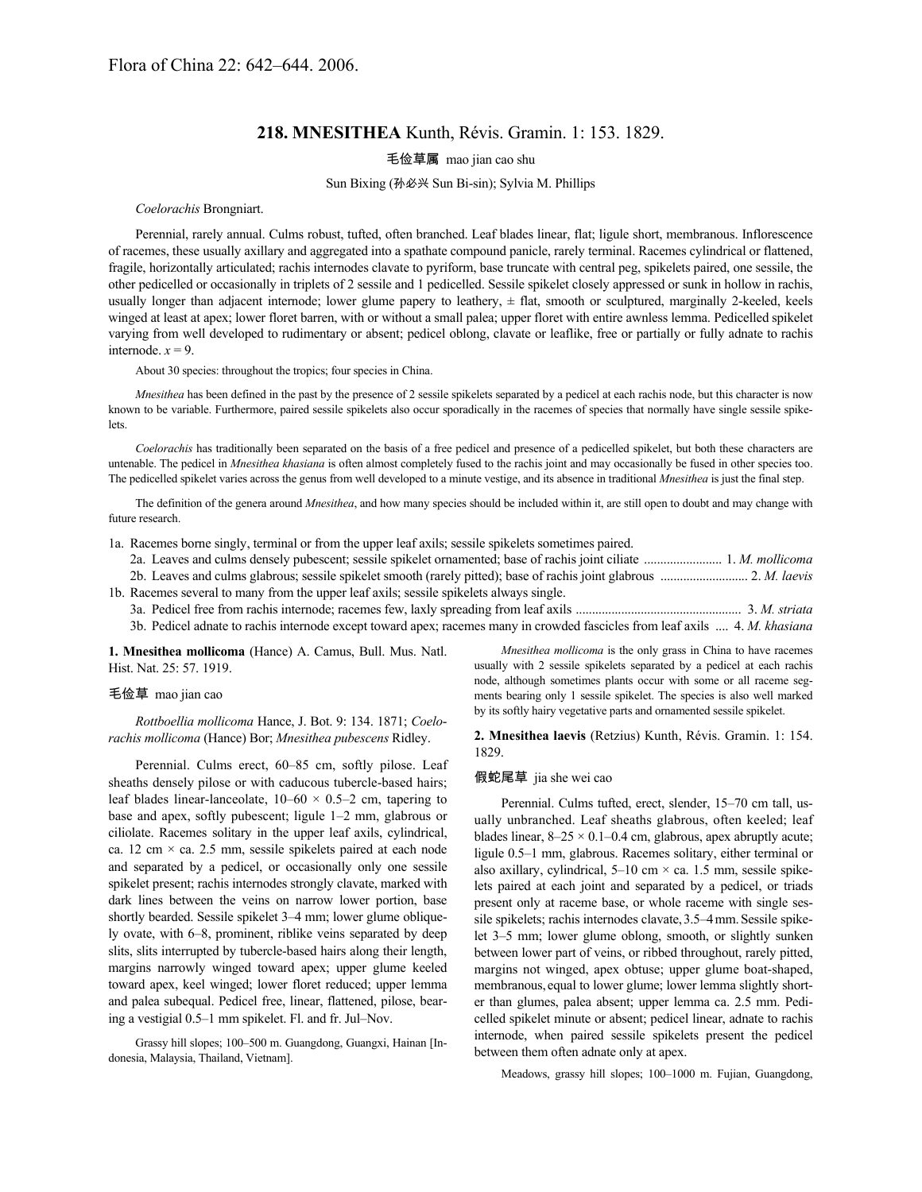Flora of China 22: 642–644. 2006.

# 218. MNESITHEA Kunth, Révis. Gramin. 1: 153. 1829.

毛俭草属 mao jian cao shu

Sun Bixing (孙必兴 Sun Bi-sin); Sylvia M. Phillips

*Coelorachis* Brongniart.

Perennial, rarely annual. Culms robust, tufted, often branched. Leaf blades linear, flat; ligule short, membranous. Inflorescence of racemes, these usually axillary and aggregated into a spathate compound panicle, rarely terminal. Racemes cylindrical or flattened, fragile, horizontally articulated; rachis internodes clavate to pyriform, base truncate with central peg, spikelets paired, one sessile, the other pedicelled or occasionally in triplets of 2 sessile and 1 pedicelled. Sessile spikelet closely appressed or sunk in hollow in rachis, usually longer than adjacent internode; lower glume papery to leathery, ± flat, smooth or sculptured, marginally 2-keeled, keels winged at least at apex; lower floret barren, with or without a small palea; upper floret with entire awnless lemma. Pedicelled spikelet varying from well developed to rudimentary or absent; pedicel oblong, clavate or leaflike, free or partially or fully adnate to rachis internode. $x = 9$.

About 30 species: throughout the tropics; four species in China.

*Mnesithea* has been defined in the past by the presence of 2 sessile spikelets separated by a pedicel at each rachis node, but this character is now known to be variable. Furthermore, paired sessile spikelets also occur sporadically in the racemes of species that normally have single sessile spikelets.

*Coelorachis* has traditionally been separated on the basis of a free pedicel and presence of a pedicelled spikelet, but both these characters are untenable. The pedicel in *Mnesithea khasiana* is often almost completely fused to the rachis joint and may occasionally be fused in other species too. The pedicelled spikelet varies across the genus from well developed to a minute vestige, and its absence in traditional *Mnesithea* is just the final step.

The definition of the genera around *Mnesithea*, and how many species should be included within it, are still open to doubt and may change with future research.

1a. Racemes borne singly, terminal or from the upper leaf axils; sessile spikelets sometimes paired.
  2a. Leaves and culms densely pubescent; sessile spikelet ornamented; base of rachis joint ciliate ........................ 1. *M. mollicoma*
  2b. Leaves and culms glabrous; sessile spikelet smooth (rarely pitted); base of rachis joint glabrous ........................... 2. *M. laevis*
1b. Racemes several to many from the upper leaf axils; sessile spikelets always single.
  3a. Pedicel free from rachis internode; racemes few, laxly spreading from leaf axils .................................................. 3. *M. striata*
  3b. Pedicel adnate to rachis internode except toward apex; racemes many in crowded fascicles from leaf axils .... 4. *M. khasiana*

**1. Mnesithea mollicoma** (Hance) A. Camus, Bull. Mus. Natl. Hist. Nat. 25: 57. 1919.

毛俭草 mao jian cao

*Rottboellia mollicoma* Hance, J. Bot. 9: 134. 1871; *Coelorachis mollicoma* (Hance) Bor; *Mnesithea pubescens* Ridley.

Perennial. Culms erect, 60–85 cm, softly pilose. Leaf sheaths densely pilose or with caducous tubercle-based hairs; leaf blades linear-lanceolate, 10–60 × 0.5–2 cm, tapering to base and apex, softly pubescent; ligule 1–2 mm, glabrous or ciliolate. Racemes solitary in the upper leaf axils, cylindrical, ca. 12 cm × ca. 2.5 mm, sessile spikelets paired at each node and separated by a pedicel, or occasionally only one sessile spikelet present; rachis internodes strongly clavate, marked with dark lines between the veins on narrow lower portion, base shortly bearded. Sessile spikelet 3–4 mm; lower glume obliquely ovate, with 6–8, prominent, riblike veins separated by deep slits, slits interrupted by tubercle-based hairs along their length, margins narrowly winged toward apex; upper glume keeled toward apex, keel winged; lower floret reduced; upper lemma and palea subequal. Pedicel free, linear, flattened, pilose, bearing a vestigial 0.5–1 mm spikelet. Fl. and fr. Jul–Nov.

Grassy hill slopes; 100–500 m. Guangdong, Guangxi, Hainan [Indonesia, Malaysia, Thailand, Vietnam].

*Mnesithea mollicoma* is the only grass in China to have racemes usually with 2 sessile spikelets separated by a pedicel at each rachis node, although sometimes plants occur with some or all raceme segments bearing only 1 sessile spikelet. The species is also well marked by its softly hairy vegetative parts and ornamented sessile spikelet.

**2. Mnesithea laevis** (Retzius) Kunth, Révis. Gramin. 1: 154. 1829.

假蛇尾草 jia she wei cao

Perennial. Culms tufted, erect, slender, 15–70 cm tall, usually unbranched. Leaf sheaths glabrous, often keeled; leaf blades linear, 8–25 × 0.1–0.4 cm, glabrous, apex abruptly acute; ligule 0.5–1 mm, glabrous. Racemes solitary, either terminal or also axillary, cylindrical, 5–10 cm × ca. 1.5 mm, sessile spikelets paired at each joint and separated by a pedicel, or triads present only at raceme base, or whole raceme with single sessile spikelets; rachis internodes clavate, 3.5–4 mm. Sessile spikelet 3–5 mm; lower glume oblong, smooth, or slightly sunken between lower part of veins, or ribbed throughout, rarely pitted, margins not winged, apex obtuse; upper glume boat-shaped, membranous, equal to lower glume; lower lemma slightly shorter than glumes, palea absent; upper lemma ca. 2.5 mm. Pedicelled spikelet minute or absent; pedicel linear, adnate to rachis internode, when paired sessile spikelets present the pedicel between them often adnate only at apex.

Meadows, grassy hill slopes; 100–1000 m. Fujian, Guangdong,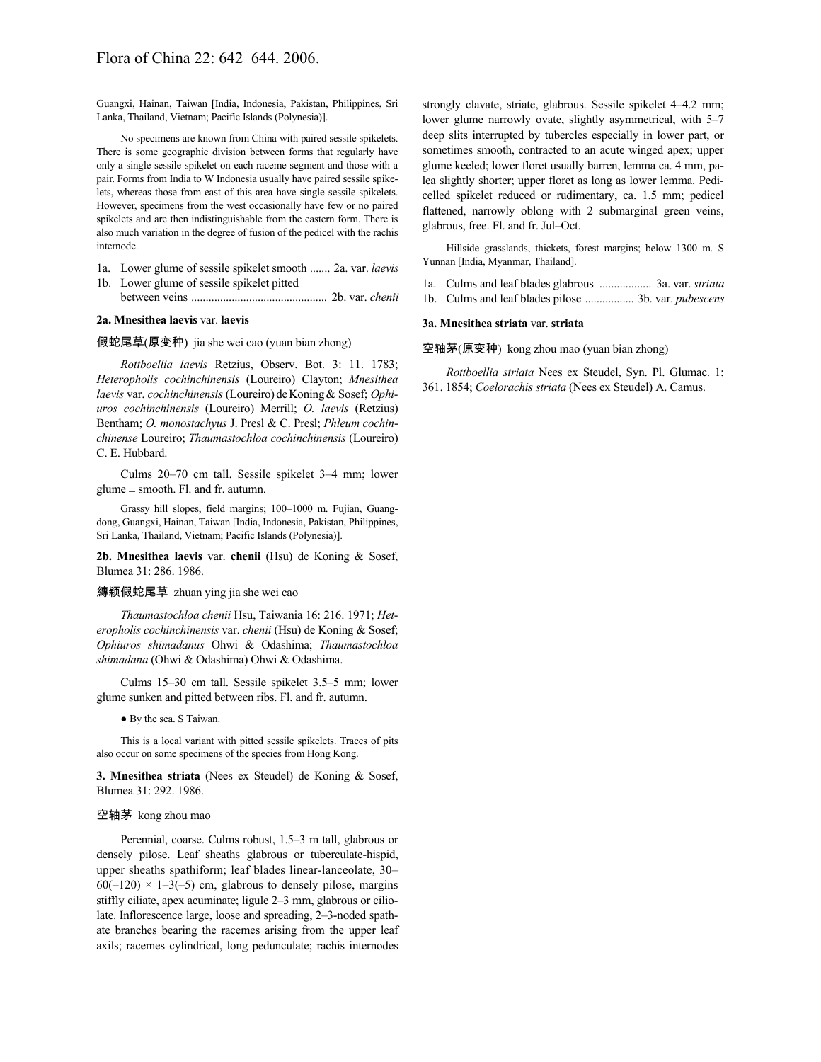Guangxi, Hainan, Taiwan [India, Indonesia, Pakistan, Philippines, Sri Lanka, Thailand, Vietnam; Pacific Islands (Polynesia)].

No specimens are known from China with paired sessile spikelets. There is some geographic division between forms that regularly have only a single sessile spikelet on each raceme segment and those with a pair. Forms from India to W Indonesia usually have paired sessile spikelets, whereas those from east of this area have single sessile spikelets. However, specimens from the west occasionally have few or no paired spikelets and are then indistinguishable from the eastern form. There is also much variation in the degree of fusion of the pedicel with the rachis internode.

1a. Lower glume of sessile spikelet smooth ....... 2a. var. *laevis*
1b. Lower glume of sessile spikelet pitted between veins .............................................. 2b. var. *chenii*

**2a. Mnesithea laevis** var. **laevis**

假蛇尾草(原变种) jia she wei cao (yuan bian zhong)

*Rottboellia laevis* Retzius, Observ. Bot. 3: 11. 1783; *Heteropholis cochinchinensis* (Loureiro) Clayton; *Mnesithea laevis* var. *cochinchinensis* (Loureiro) de Koning & Sosef; *Ophiuros cochinchinensis* (Loureiro) Merrill; *O. laevis* (Retzius) Bentham; *O. monostachyus* J. Presl & C. Presl; *Phleum cochinchinense* Loureiro; *Thaumastochloa cochinchinensis* (Loureiro) C. E. Hubbard.

Culms 20–70 cm tall. Sessile spikelet 3–4 mm; lower glume ± smooth. Fl. and fr. autumn.

Grassy hill slopes, field margins; 100–1000 m. Fujian, Guangdong, Guangxi, Hainan, Taiwan [India, Indonesia, Pakistan, Philippines, Sri Lanka, Thailand, Vietnam; Pacific Islands (Polynesia)].

**2b. Mnesithea laevis** var. **chenii** (Hsu) de Koning & Sosef, Blumea 31: 286. 1986.

縛颖假蛇尾草 zhuan ying jia she wei cao

*Thaumastochloa chenii* Hsu, Taiwania 16: 216. 1971; *Heteropholis cochinchinensis* var. *chenii* (Hsu) de Koning & Sosef; *Ophiuros shimadanus* Ohwi & Odashima; *Thaumastochloa shimadana* (Ohwi & Odashima) Ohwi & Odashima.

Culms 15–30 cm tall. Sessile spikelet 3.5–5 mm; lower glume sunken and pitted between ribs. Fl. and fr. autumn.

● By the sea. S Taiwan.

This is a local variant with pitted sessile spikelets. Traces of pits also occur on some specimens of the species from Hong Kong.

**3. Mnesithea striata** (Nees ex Steudel) de Koning & Sosef, Blumea 31: 292. 1986.

空轴茅 kong zhou mao

Perennial, coarse. Culms robust, 1.5–3 m tall, glabrous or densely pilose. Leaf sheaths glabrous or tuberculate-hispid, upper sheaths spathiform; leaf blades linear-lanceolate, 30–60(–120) × 1–3(–5) cm, glabrous to densely pilose, margins stiffly ciliate, apex acuminate; ligule 2–3 mm, glabrous or ciliolate. Inflorescence large, loose and spreading, 2–3-noded spathate branches bearing the racemes arising from the upper leaf axils; racemes cylindrical, long pedunculate; rachis internodes strongly clavate, striate, glabrous. Sessile spikelet 4–4.2 mm; lower glume narrowly ovate, slightly asymmetrical, with 5–7 deep slits interrupted by tubercles especially in lower part, or sometimes smooth, contracted to an acute winged apex; upper glume keeled; lower floret usually barren, lemma ca. 4 mm, palea slightly shorter; upper floret as long as lower lemma. Pedicelled spikelet reduced or rudimentary, ca. 1.5 mm; pedicel flattened, narrowly oblong with 2 submarginal green veins, glabrous, free. Fl. and fr. Jul–Oct.

Hillside grasslands, thickets, forest margins; below 1300 m. S Yunnan [India, Myanmar, Thailand].

1a. Culms and leaf blades glabrous .................. 3a. var. *striata*
1b. Culms and leaf blades pilose ................. 3b. var. *pubescens*

**3a. Mnesithea striata** var. **striata**

空轴茅(原变种) kong zhou mao (yuan bian zhong)

*Rottboellia striata* Nees ex Steudel, Syn. Pl. Glumac. 1: 361. 1854; *Coelorachis striata* (Nees ex Steudel) A. Camus.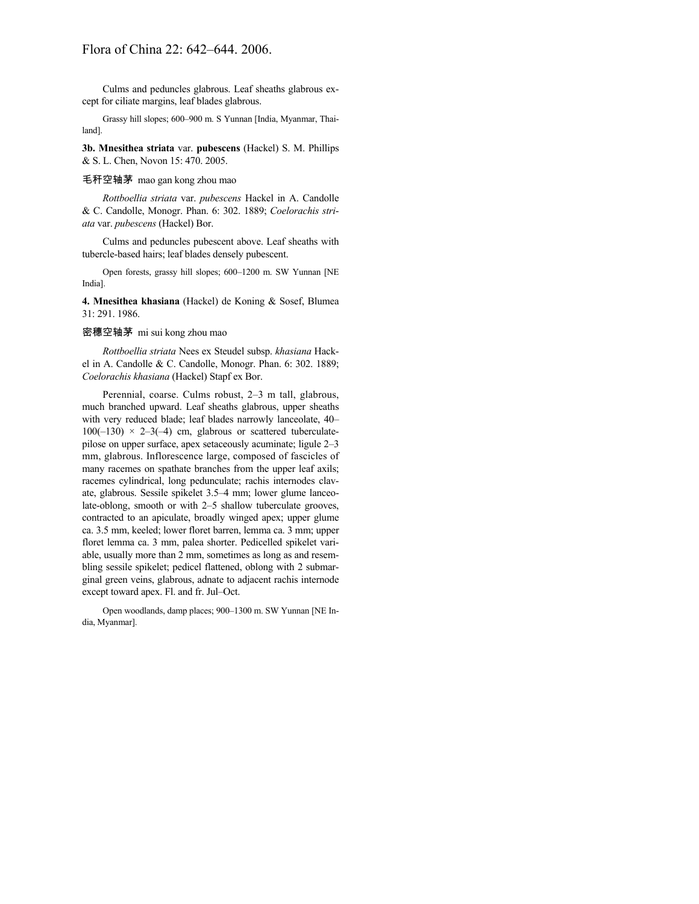Culms and peduncles glabrous. Leaf sheaths glabrous except for ciliate margins, leaf blades glabrous.

Grassy hill slopes; 600–900 m. S Yunnan [India, Myanmar, Thailand].

**3b. Mnesithea striata** var. **pubescens** (Hackel) S. M. Phillips & S. L. Chen, Novon 15: 470. 2005.

毛秆空轴茅 mao gan kong zhou mao

*Rottboellia striata* var. *pubescens* Hackel in A. Candolle & C. Candolle, Monogr. Phan. 6: 302. 1889; *Coelorachis striata* var. *pubescens* (Hackel) Bor.

Culms and peduncles pubescent above. Leaf sheaths with tubercle-based hairs; leaf blades densely pubescent.

Open forests, grassy hill slopes; 600–1200 m. SW Yunnan [NE India].

**4. Mnesithea khasiana** (Hackel) de Koning & Sosef, Blumea 31: 291. 1986.

密穗空轴茅 mi sui kong zhou mao

*Rottboellia striata* Nees ex Steudel subsp. *khasiana* Hackel in A. Candolle & C. Candolle, Monogr. Phan. 6: 302. 1889; *Coelorachis khasiana* (Hackel) Stapf ex Bor.

Perennial, coarse. Culms robust, 2–3 m tall, glabrous, much branched upward. Leaf sheaths glabrous, upper sheaths with very reduced blade; leaf blades narrowly lanceolate, 40–100(–130) × 2–3(–4) cm, glabrous or scattered tuberculate-pilose on upper surface, apex setaceously acuminate; ligule 2–3 mm, glabrous. Inflorescence large, composed of fascicles of many racemes on spathate branches from the upper leaf axils; racemes cylindrical, long pedunculate; rachis internodes clavate, glabrous. Sessile spikelet 3.5–4 mm; lower glume lanceolate-oblong, smooth or with 2–5 shallow tuberculate grooves, contracted to an apiculate, broadly winged apex; upper glume ca. 3.5 mm, keeled; lower floret barren, lemma ca. 3 mm; upper floret lemma ca. 3 mm, palea shorter. Pedicelled spikelet variable, usually more than 2 mm, sometimes as long as and resembling sessile spikelet; pedicel flattened, oblong with 2 submarginal green veins, glabrous, adnate to adjacent rachis internode except toward apex. Fl. and fr. Jul–Oct.

Open woodlands, damp places; 900–1300 m. SW Yunnan [NE India, Myanmar].